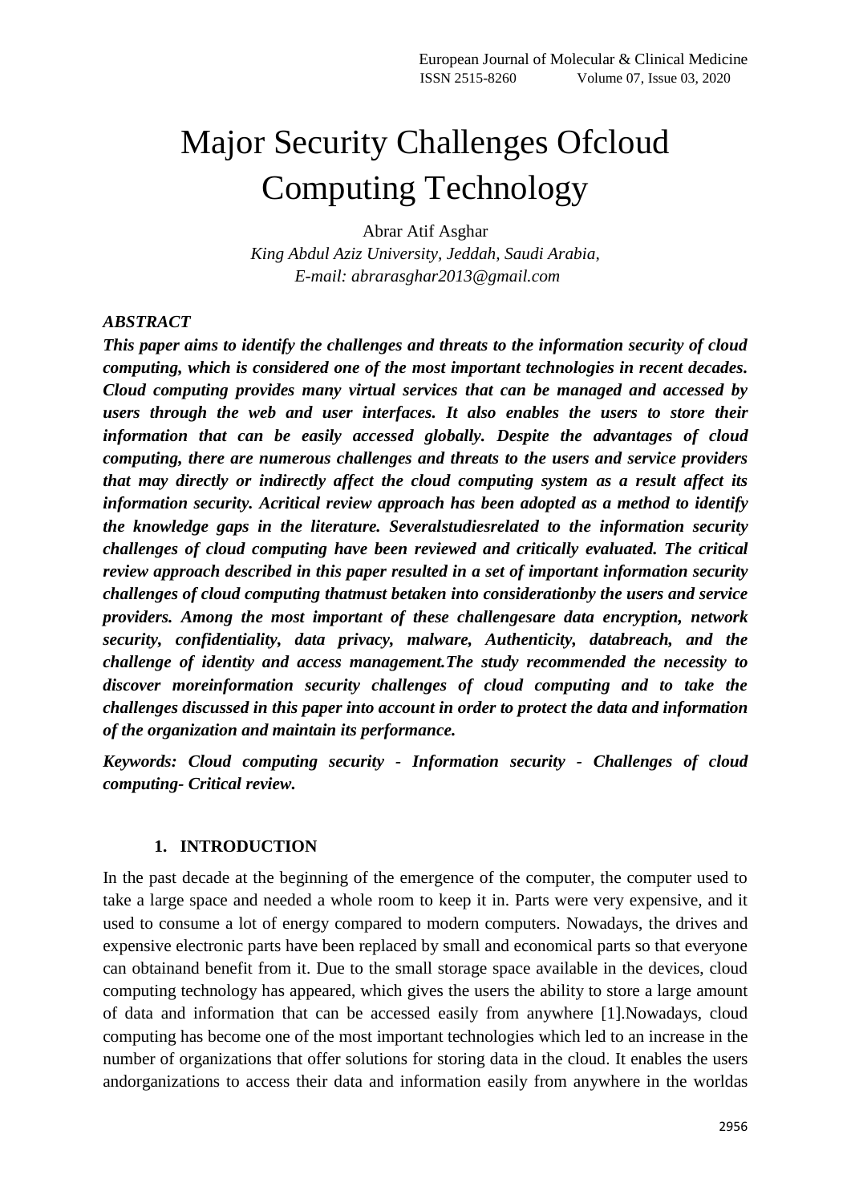# Major Security Challenges Ofcloud Computing Technology

Abrar Atif Asghar

*King Abdul Aziz University, Jeddah, Saudi Arabia,*

*E-mail: abrarasghar2013@gmail.com*

***ABSTRACT***

***This paper aims to identify the challenges and threats to the information security of cloud computing, which is considered one of the most important technologies in recent decades. Cloud computing provides many virtual services that can be managed and accessed by users through the web and user interfaces. It also enables the users to store their information that can be easily accessed globally. Despite the advantages of cloud computing, there are numerous challenges and threats to the users and service providers that may directly or indirectly affect the cloud computing system as a result affect its information security. Acritical review approach has been adopted as a method to identify the knowledge gaps in the literature. Severalstudiesrelated to the information security challenges of cloud computing have been reviewed and critically evaluated. The critical review approach described in this paper resulted in a set of important information security challenges of cloud computing thatmust betaken into considerationby the users and service providers. Among the most important of these challengesare data encryption, network security, confidentiality, data privacy, malware, Authenticity, databreach, and the challenge of identity and access management.The study recommended the necessity to discover moreinformation security challenges of cloud computing and to take the challenges discussed in this paper into account in order to protect the data and information of the organization and maintain its performance.***

***Keywords: Cloud computing security - Information security - Challenges of cloud computing- Critical review.***

## 1. INTRODUCTION

In the past decade at the beginning of the emergence of the computer, the computer used to take a large space and needed a whole room to keep it in. Parts were very expensive, and it used to consume a lot of energy compared to modern computers. Nowadays, the drives and expensive electronic parts have been replaced by small and economical parts so that everyone can obtainand benefit from it. Due to the small storage space available in the devices, cloud computing technology has appeared, which gives the users the ability to store a large amount of data and information that can be accessed easily from anywhere [1].Nowadays, cloud computing has become one of the most important technologies which led to an increase in the number of organizations that offer solutions for storing data in the cloud. It enables the users andorganizations to access their data and information easily from anywhere in the worldas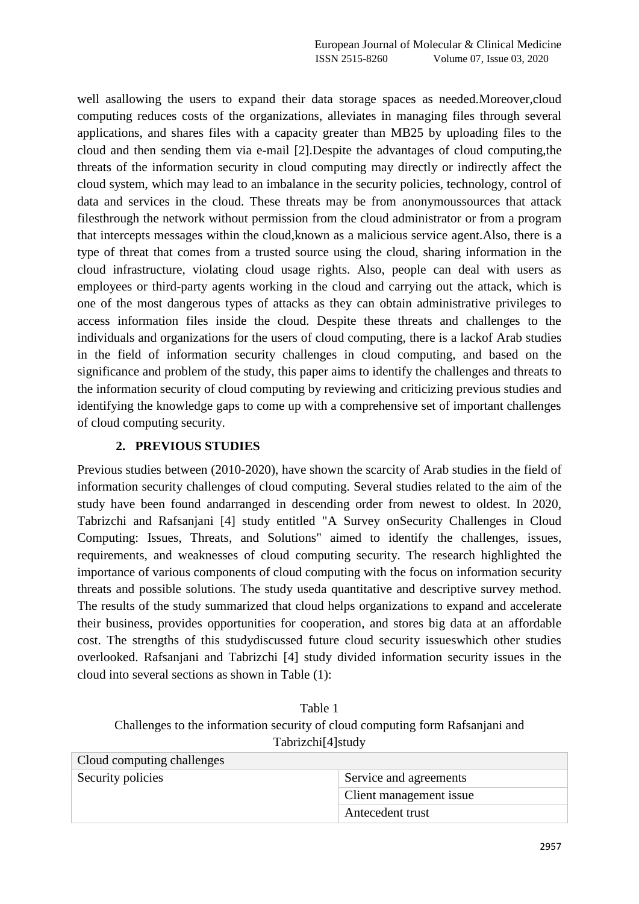well asallowing the users to expand their data storage spaces as needed.Moreover,cloud computing reduces costs of the organizations, alleviates in managing files through several applications, and shares files with a capacity greater than MB25 by uploading files to the cloud and then sending them via e-mail [2].Despite the advantages of cloud computing,the threats of the information security in cloud computing may directly or indirectly affect the cloud system, which may lead to an imbalance in the security policies, technology, control of data and services in the cloud. These threats may be from anonymoussources that attack filesthrough the network without permission from the cloud administrator or from a program that intercepts messages within the cloud,known as a malicious service agent.Also, there is a type of threat that comes from a trusted source using the cloud, sharing information in the cloud infrastructure, violating cloud usage rights. Also, people can deal with users as employees or third-party agents working in the cloud and carrying out the attack, which is one of the most dangerous types of attacks as they can obtain administrative privileges to access information files inside the cloud. Despite these threats and challenges to the individuals and organizations for the users of cloud computing, there is a lackof Arab studies in the field of information security challenges in cloud computing, and based on the significance and problem of the study, this paper aims to identify the challenges and threats to the information security of cloud computing by reviewing and criticizing previous studies and identifying the knowledge gaps to come up with a comprehensive set of important challenges of cloud computing security.

## 2. PREVIOUS STUDIES

Previous studies between (2010-2020), have shown the scarcity of Arab studies in the field of information security challenges of cloud computing. Several studies related to the aim of the study have been found andarranged in descending order from newest to oldest. In 2020, Tabrizchi and Rafsanjani [4] study entitled "A Survey onSecurity Challenges in Cloud Computing: Issues, Threats, and Solutions" aimed to identify the challenges, issues, requirements, and weaknesses of cloud computing security. The research highlighted the importance of various components of cloud computing with the focus on information security threats and possible solutions. The study useda quantitative and descriptive survey method. The results of the study summarized that cloud helps organizations to expand and accelerate their business, provides opportunities for cooperation, and stores big data at an affordable cost. The strengths of this studydiscussed future cloud security issueswhich other studies overlooked. Rafsanjani and Tabrizchi [4] study divided information security issues in the cloud into several sections as shown in Table (1):

Table 1
Challenges to the information security of cloud computing form Rafsanjani and Tabrizchi[4]study

| Cloud computing challenges | |
|---|---|
| Security policies | Service and agreements |
| | Client management issue |
| | Antecedent trust |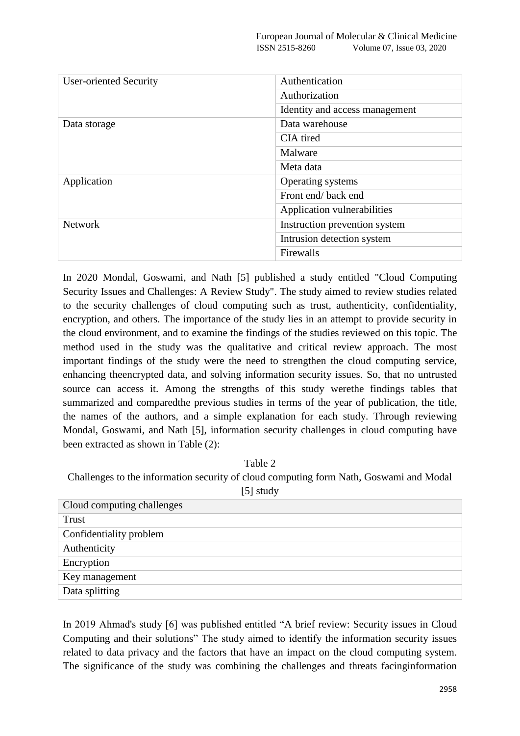| | |
|---|---|
| User-oriented Security | Authentication |
| | Authorization |
| | Identity and access management |
| Data storage | Data warehouse |
| | CIA tired |
| | Malware |
| | Meta data |
| Application | Operating systems |
| | Front end/ back end |
| | Application vulnerabilities |
| Network | Instruction prevention system |
| | Intrusion detection system |
| | Firewalls |

In 2020 Mondal, Goswami, and Nath [5] published a study entitled "Cloud Computing Security Issues and Challenges: A Review Study". The study aimed to review studies related to the security challenges of cloud computing such as trust, authenticity, confidentiality, encryption, and others. The importance of the study lies in an attempt to provide security in the cloud environment, and to examine the findings of the studies reviewed on this topic. The method used in the study was the qualitative and critical review approach. The most important findings of the study were the need to strengthen the cloud computing service, enhancing theencrypted data, and solving information security issues. So, that no untrusted source can access it. Among the strengths of this study werethe findings tables that summarized and comparedthe previous studies in terms of the year of publication, the title, the names of the authors, and a simple explanation for each study. Through reviewing Mondal, Goswami, and Nath [5], information security challenges in cloud computing have been extracted as shown in Table (2):

Table 2

Challenges to the information security of cloud computing form Nath, Goswami and Modal [5] study

| Cloud computing challenges |
|---|
| Trust |
| Confidentiality problem |
| Authenticity |
| Encryption |
| Key management |
| Data splitting |

In 2019 Ahmad's study [6] was published entitled “A brief review: Security issues in Cloud Computing and their solutions” The study aimed to identify the information security issues related to data privacy and the factors that have an impact on the cloud computing system. The significance of the study was combining the challenges and threats facinginformation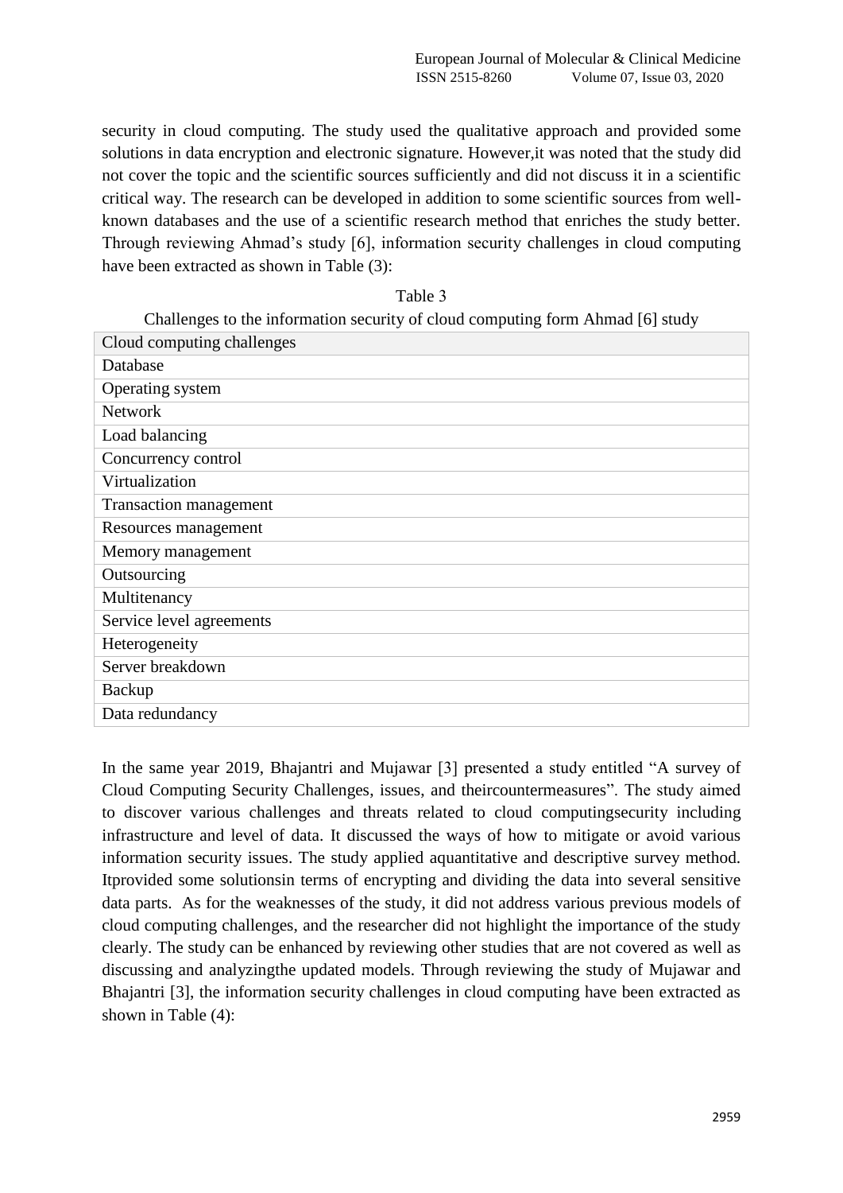security in cloud computing. The study used the qualitative approach and provided some solutions in data encryption and electronic signature. However,it was noted that the study did not cover the topic and the scientific sources sufficiently and did not discuss it in a scientific critical way. The research can be developed in addition to some scientific sources from well-known databases and the use of a scientific research method that enriches the study better. Through reviewing Ahmad's study [6], information security challenges in cloud computing have been extracted as shown in Table (3):

Table 3

Challenges to the information security of cloud computing form Ahmad [6] study

| Cloud computing challenges |
| --- |
| Database |
| Operating system |
| Network |
| Load balancing |
| Concurrency control |
| Virtualization |
| Transaction management |
| Resources management |
| Memory management |
| Outsourcing |
| Multitenancy |
| Service level agreements |
| Heterogeneity |
| Server breakdown |
| Backup |
| Data redundancy |

In the same year 2019, Bhajantri and Mujawar [3] presented a study entitled "A survey of Cloud Computing Security Challenges, issues, and theircountermeasures". The study aimed to discover various challenges and threats related to cloud computingsecurity including infrastructure and level of data. It discussed the ways of how to mitigate or avoid various information security issues. The study applied aquantitative and descriptive survey method. Itprovided some solutionsin terms of encrypting and dividing the data into several sensitive data parts. As for the weaknesses of the study, it did not address various previous models of cloud computing challenges, and the researcher did not highlight the importance of the study clearly. The study can be enhanced by reviewing other studies that are not covered as well as discussing and analyzingthe updated models. Through reviewing the study of Mujawar and Bhajantri [3], the information security challenges in cloud computing have been extracted as shown in Table (4):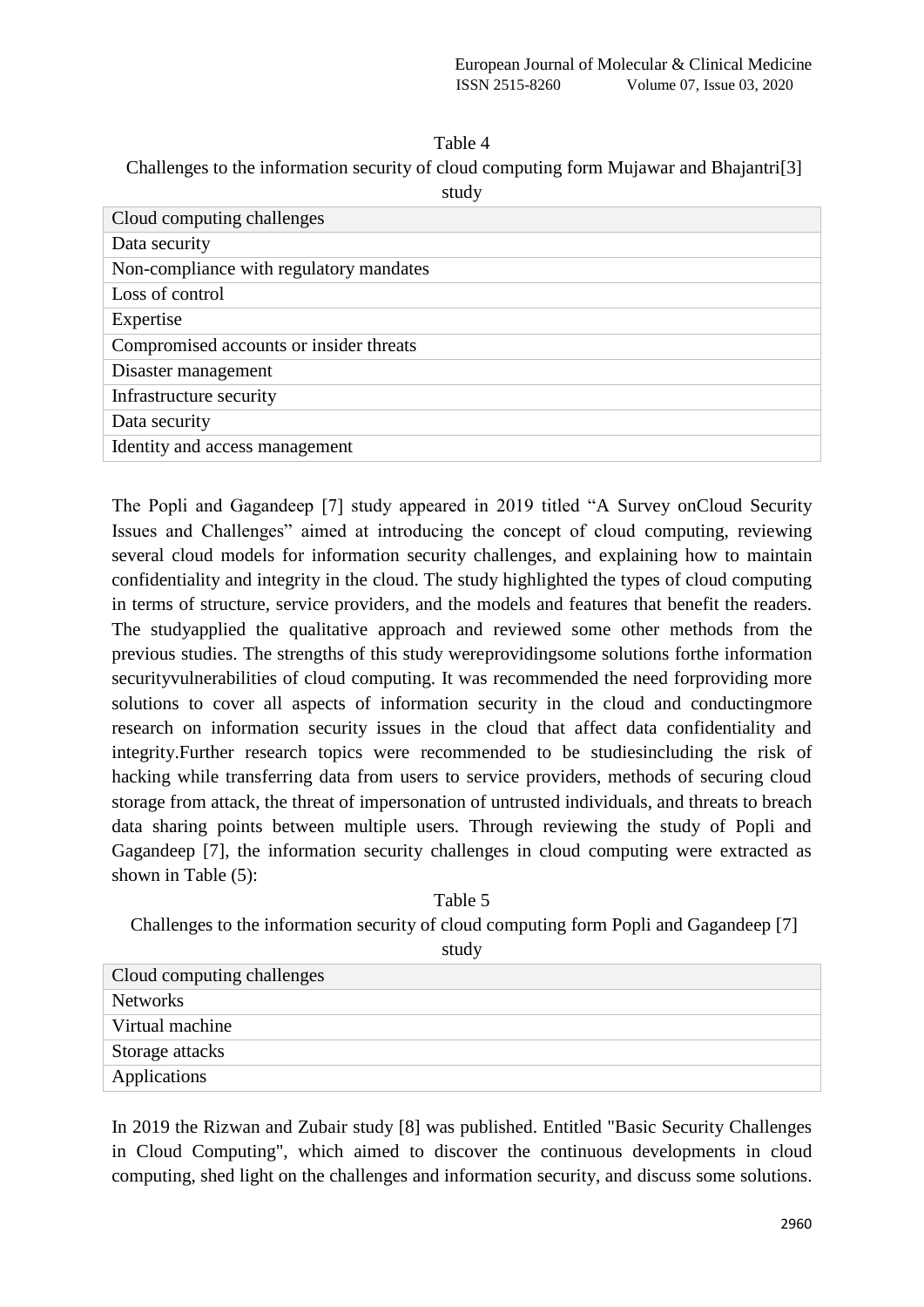Table 4

Challenges to the information security of cloud computing form Mujawar and Bhajantri[3] study

| Cloud computing challenges |
| --- |
| Data security |
| Non-compliance with regulatory mandates |
| Loss of control |
| Expertise |
| Compromised accounts or insider threats |
| Disaster management |
| Infrastructure security |
| Data security |
| Identity and access management |

The Popli and Gagandeep [7] study appeared in 2019 titled "A Survey onCloud Security Issues and Challenges" aimed at introducing the concept of cloud computing, reviewing several cloud models for information security challenges, and explaining how to maintain confidentiality and integrity in the cloud. The study highlighted the types of cloud computing in terms of structure, service providers, and the models and features that benefit the readers. The studyapplied the qualitative approach and reviewed some other methods from the previous studies. The strengths of this study wereprovidingsome solutions forthe information securityvulnerabilities of cloud computing. It was recommended the need forproviding more solutions to cover all aspects of information security in the cloud and conductingmore research on information security issues in the cloud that affect data confidentiality and integrity.Further research topics were recommended to be studiesincluding the risk of hacking while transferring data from users to service providers, methods of securing cloud storage from attack, the threat of impersonation of untrusted individuals, and threats to breach data sharing points between multiple users. Through reviewing the study of Popli and Gagandeep [7], the information security challenges in cloud computing were extracted as shown in Table (5):

Table 5

Challenges to the information security of cloud computing form Popli and Gagandeep [7] study

| Cloud computing challenges |
| --- |
| Networks |
| Virtual machine |
| Storage attacks |
| Applications |

In 2019 the Rizwan and Zubair study [8] was published. Entitled "Basic Security Challenges in Cloud Computing", which aimed to discover the continuous developments in cloud computing, shed light on the challenges and information security, and discuss some solutions.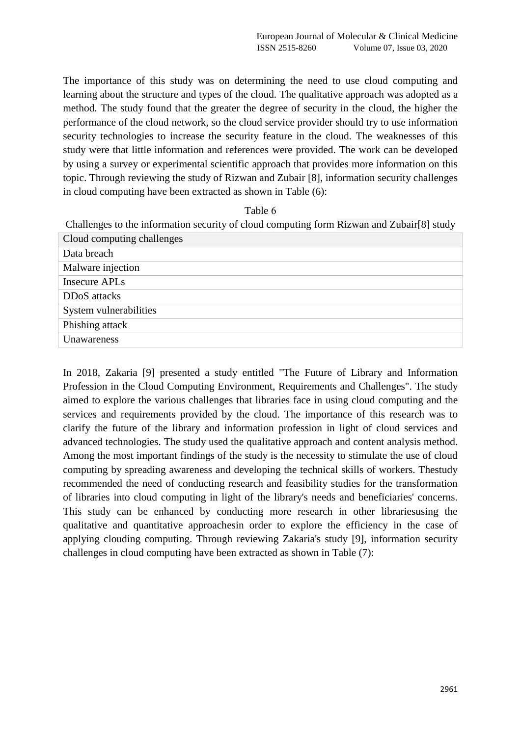The importance of this study was on determining the need to use cloud computing and learning about the structure and types of the cloud. The qualitative approach was adopted as a method. The study found that the greater the degree of security in the cloud, the higher the performance of the cloud network, so the cloud service provider should try to use information security technologies to increase the security feature in the cloud. The weaknesses of this study were that little information and references were provided. The work can be developed by using a survey or experimental scientific approach that provides more information on this topic. Through reviewing the study of Rizwan and Zubair [8], information security challenges in cloud computing have been extracted as shown in Table (6):

Table 6

Challenges to the information security of cloud computing form Rizwan and Zubair[8] study

| Cloud computing challenges |
| --- |
| Data breach |
| Malware injection |
| Insecure APLs |
| DDoS attacks |
| System vulnerabilities |
| Phishing attack |
| Unawareness |

In 2018, Zakaria [9] presented a study entitled "The Future of Library and Information Profession in the Cloud Computing Environment, Requirements and Challenges". The study aimed to explore the various challenges that libraries face in using cloud computing and the services and requirements provided by the cloud. The importance of this research was to clarify the future of the library and information profession in light of cloud services and advanced technologies. The study used the qualitative approach and content analysis method. Among the most important findings of the study is the necessity to stimulate the use of cloud computing by spreading awareness and developing the technical skills of workers. Thestudy recommended the need of conducting research and feasibility studies for the transformation of libraries into cloud computing in light of the library's needs and beneficiaries' concerns. This study can be enhanced by conducting more research in other librariesusing the qualitative and quantitative approachesin order to explore the efficiency in the case of applying clouding computing. Through reviewing Zakaria's study [9], information security challenges in cloud computing have been extracted as shown in Table (7):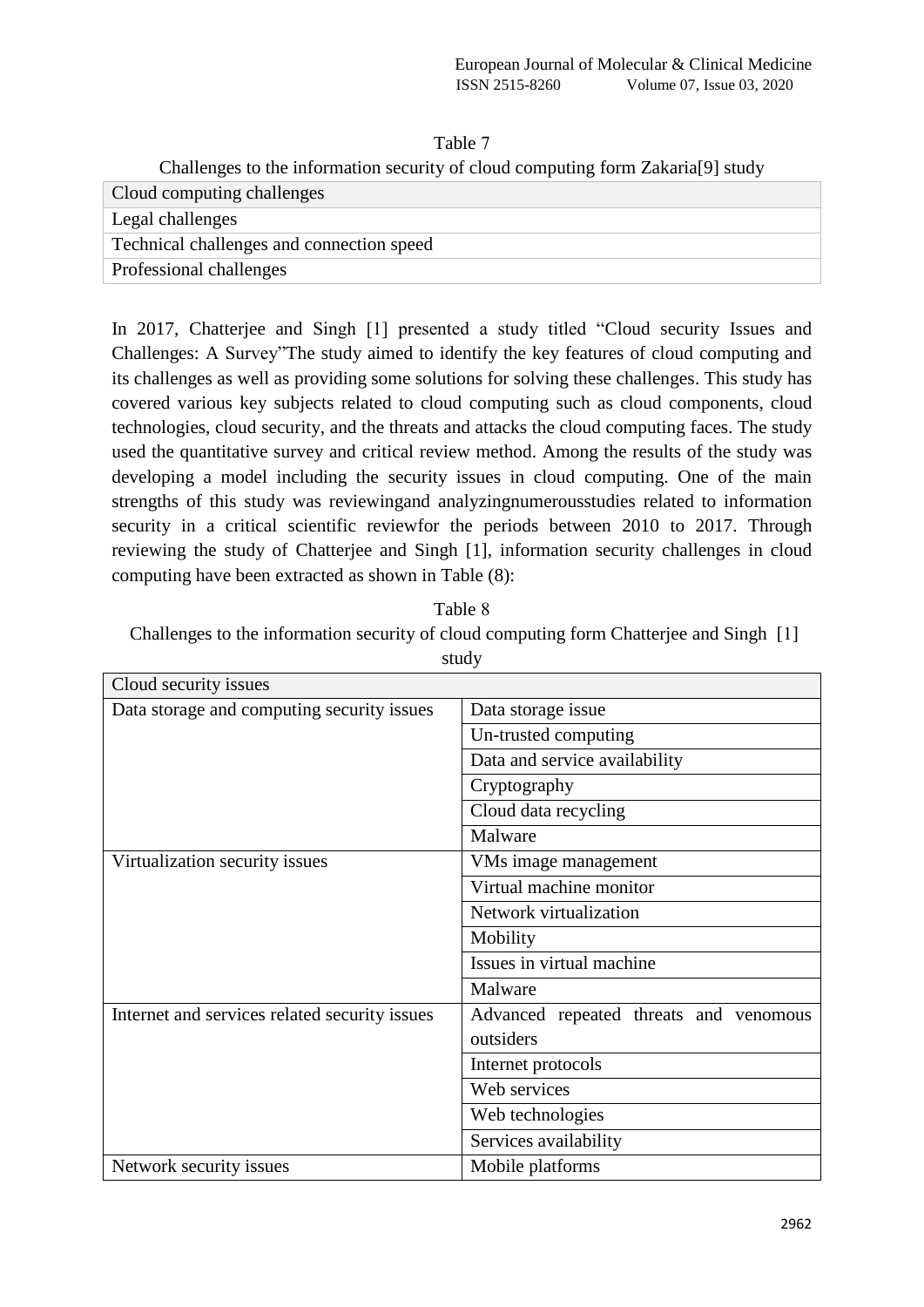Table 7

Challenges to the information security of cloud computing form Zakaria[9] study

| Cloud computing challenges |
|---|
| Legal challenges |
| Technical challenges and connection speed |
| Professional challenges |

In 2017, Chatterjee and Singh [1] presented a study titled "Cloud security Issues and Challenges: A Survey"The study aimed to identify the key features of cloud computing and its challenges as well as providing some solutions for solving these challenges. This study has covered various key subjects related to cloud computing such as cloud components, cloud technologies, cloud security, and the threats and attacks the cloud computing faces. The study used the quantitative survey and critical review method. Among the results of the study was developing a model including the security issues in cloud computing. One of the main strengths of this study was reviewingand analyzingnumerousstudies related to information security in a critical scientific reviewfor the periods between 2010 to 2017. Through reviewing the study of Chatterjee and Singh [1], information security challenges in cloud computing have been extracted as shown in Table (8):

Table 8

Challenges to the information security of cloud computing form Chatterjee and Singh [1] study

| Cloud security issues | |
|---|---|
| Data storage and computing security issues | Data storage issue |
| | Un-trusted computing |
| | Data and service availability |
| | Cryptography |
| | Cloud data recycling |
| | Malware |
| Virtualization security issues | VMs image management |
| | Virtual machine monitor |
| | Network virtualization |
| | Mobility |
| | Issues in virtual machine |
| | Malware |
| Internet and services related security issues | Advanced repeated threats and venomous outsiders |
| | Internet protocols |
| | Web services |
| | Web technologies |
| | Services availability |
| Network security issues | Mobile platforms |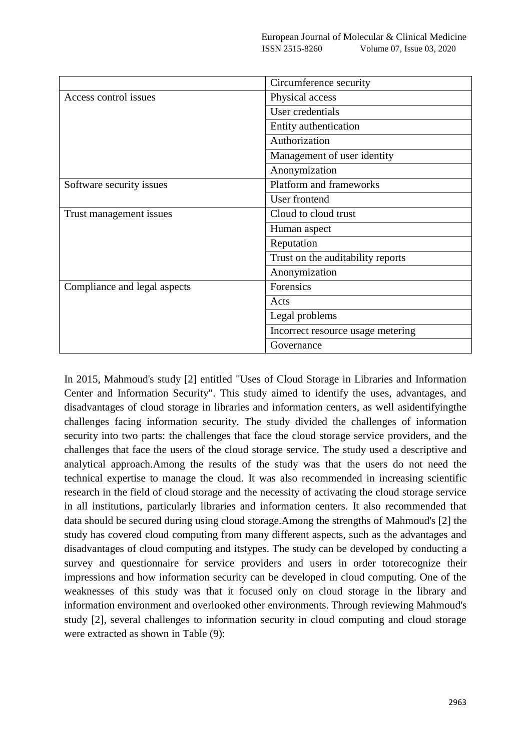| | |
|---|---|
| | Circumference security |
| Access control issues | Physical access |
| | User credentials |
| | Entity authentication |
| | Authorization |
| | Management of user identity |
| | Anonymization |
| Software security issues | Platform and frameworks |
| | User frontend |
| Trust management issues | Cloud to cloud trust |
| | Human aspect |
| | Reputation |
| | Trust on the auditability reports |
| | Anonymization |
| Compliance and legal aspects | Forensics |
| | Acts |
| | Legal problems |
| | Incorrect resource usage metering |
| | Governance |

In 2015, Mahmoud's study [2] entitled "Uses of Cloud Storage in Libraries and Information Center and Information Security". This study aimed to identify the uses, advantages, and disadvantages of cloud storage in libraries and information centers, as well asidentifyingthe challenges facing information security. The study divided the challenges of information security into two parts: the challenges that face the cloud storage service providers, and the challenges that face the users of the cloud storage service. The study used a descriptive and analytical approach.Among the results of the study was that the users do not need the technical expertise to manage the cloud. It was also recommended in increasing scientific research in the field of cloud storage and the necessity of activating the cloud storage service in all institutions, particularly libraries and information centers. It also recommended that data should be secured during using cloud storage.Among the strengths of Mahmoud's [2] the study has covered cloud computing from many different aspects, such as the advantages and disadvantages of cloud computing and itstypes. The study can be developed by conducting a survey and questionnaire for service providers and users in order totorecognize their impressions and how information security can be developed in cloud computing. One of the weaknesses of this study was that it focused only on cloud storage in the library and information environment and overlooked other environments. Through reviewing Mahmoud's study [2], several challenges to information security in cloud computing and cloud storage were extracted as shown in Table (9):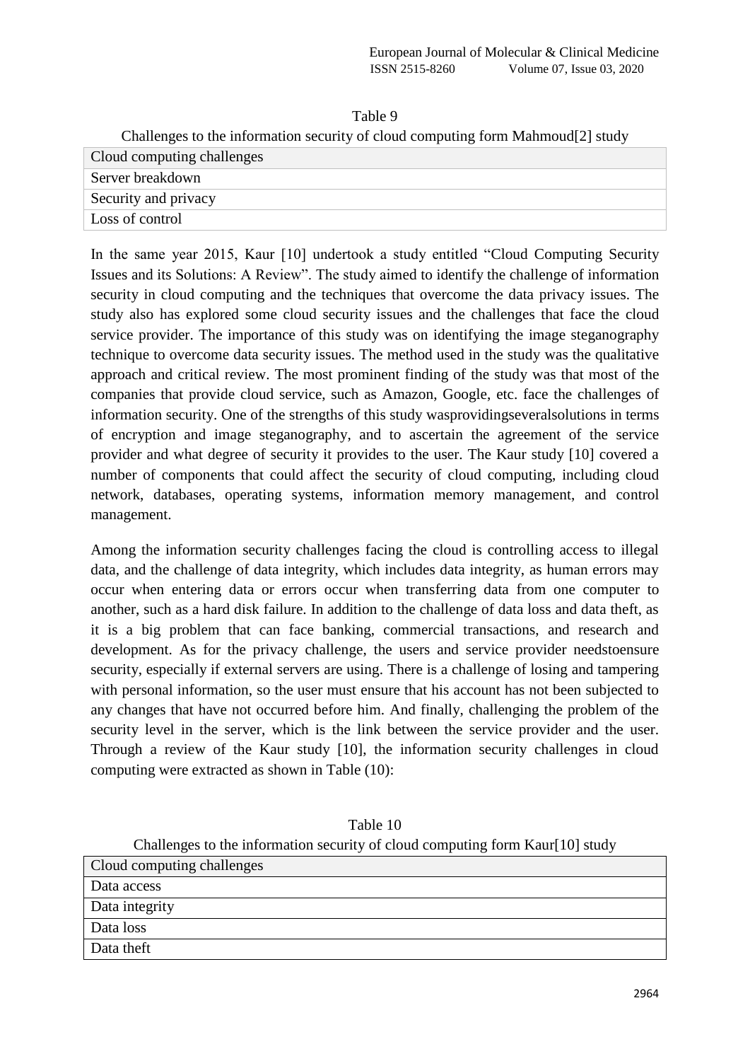Table 9

Challenges to the information security of cloud computing form Mahmoud[2] study

| Cloud computing challenges |
| --- |
| Server breakdown |
| Security and privacy |
| Loss of control |

In the same year 2015, Kaur [10] undertook a study entitled "Cloud Computing Security Issues and its Solutions: A Review". The study aimed to identify the challenge of information security in cloud computing and the techniques that overcome the data privacy issues. The study also has explored some cloud security issues and the challenges that face the cloud service provider. The importance of this study was on identifying the image steganography technique to overcome data security issues. The method used in the study was the qualitative approach and critical review. The most prominent finding of the study was that most of the companies that provide cloud service, such as Amazon, Google, etc. face the challenges of information security. One of the strengths of this study wasprovidingseveralsolutions in terms of encryption and image steganography, and to ascertain the agreement of the service provider and what degree of security it provides to the user. The Kaur study [10] covered a number of components that could affect the security of cloud computing, including cloud network, databases, operating systems, information memory management, and control management.

Among the information security challenges facing the cloud is controlling access to illegal data, and the challenge of data integrity, which includes data integrity, as human errors may occur when entering data or errors occur when transferring data from one computer to another, such as a hard disk failure. In addition to the challenge of data loss and data theft, as it is a big problem that can face banking, commercial transactions, and research and development. As for the privacy challenge, the users and service provider needstoensure security, especially if external servers are using. There is a challenge of losing and tampering with personal information, so the user must ensure that his account has not been subjected to any changes that have not occurred before him. And finally, challenging the problem of the security level in the server, which is the link between the service provider and the user. Through a review of the Kaur study [10], the information security challenges in cloud computing were extracted as shown in Table (10):

Table 10

Challenges to the information security of cloud computing form Kaur[10] study

| Cloud computing challenges |
| --- |
| Data access |
| Data integrity |
| Data loss |
| Data theft |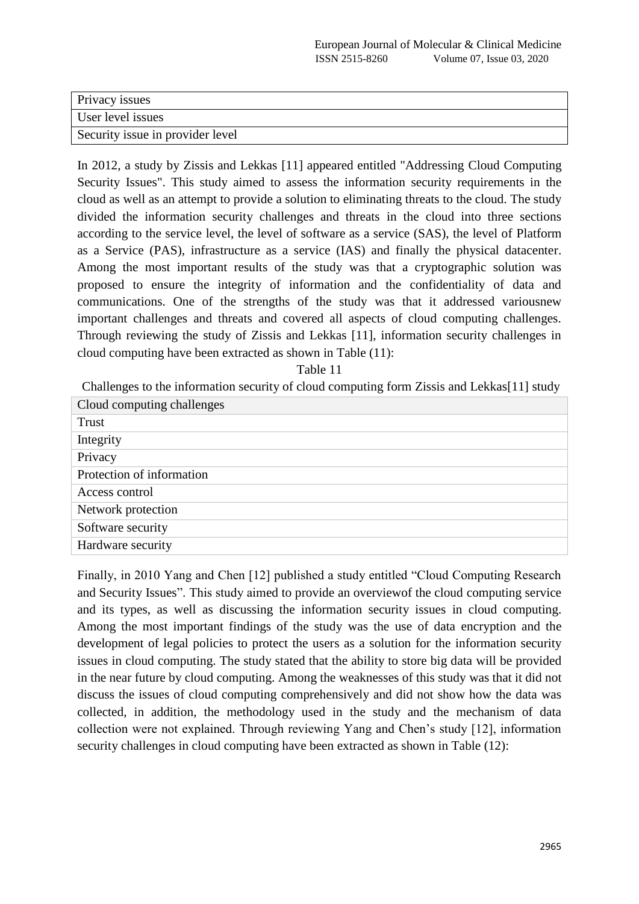| Privacy issues |
| --- |
| User level issues |
| Security issue in provider level |

In 2012, a study by Zissis and Lekkas [11] appeared entitled "Addressing Cloud Computing Security Issues". This study aimed to assess the information security requirements in the cloud as well as an attempt to provide a solution to eliminating threats to the cloud. The study divided the information security challenges and threats in the cloud into three sections according to the service level, the level of software as a service (SAS), the level of Platform as a Service (PAS), infrastructure as a service (IAS) and finally the physical datacenter. Among the most important results of the study was that a cryptographic solution was proposed to ensure the integrity of information and the confidentiality of data and communications. One of the strengths of the study was that it addressed variousnew important challenges and threats and covered all aspects of cloud computing challenges. Through reviewing the study of Zissis and Lekkas [11], information security challenges in cloud computing have been extracted as shown in Table (11):

Table 11

Challenges to the information security of cloud computing form Zissis and Lekkas[11] study

| Cloud computing challenges |
| --- |
| Trust |
| Integrity |
| Privacy |
| Protection of information |
| Access control |
| Network protection |
| Software security |
| Hardware security |

Finally, in 2010 Yang and Chen [12] published a study entitled "Cloud Computing Research and Security Issues". This study aimed to provide an overviewof the cloud computing service and its types, as well as discussing the information security issues in cloud computing. Among the most important findings of the study was the use of data encryption and the development of legal policies to protect the users as a solution for the information security issues in cloud computing. The study stated that the ability to store big data will be provided in the near future by cloud computing. Among the weaknesses of this study was that it did not discuss the issues of cloud computing comprehensively and did not show how the data was collected, in addition, the methodology used in the study and the mechanism of data collection were not explained. Through reviewing Yang and Chen's study [12], information security challenges in cloud computing have been extracted as shown in Table (12):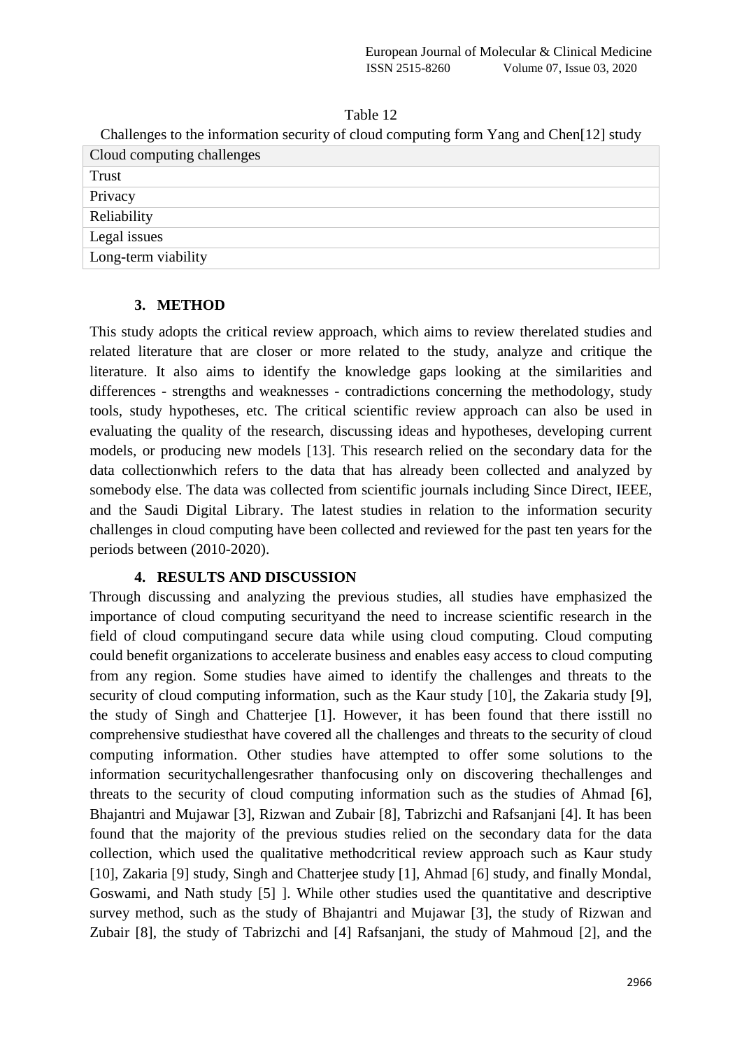Table 12

Challenges to the information security of cloud computing form Yang and Chen[12] study

| Cloud computing challenges |
| --- |
| Trust |
| Privacy |
| Reliability |
| Legal issues |
| Long-term viability |

## 3. METHOD

This study adopts the critical review approach, which aims to review therelated studies and related literature that are closer or more related to the study, analyze and critique the literature. It also aims to identify the knowledge gaps looking at the similarities and differences - strengths and weaknesses - contradictions concerning the methodology, study tools, study hypotheses, etc. The critical scientific review approach can also be used in evaluating the quality of the research, discussing ideas and hypotheses, developing current models, or producing new models [13]. This research relied on the secondary data for the data collectionwhich refers to the data that has already been collected and analyzed by somebody else. The data was collected from scientific journals including Since Direct, IEEE, and the Saudi Digital Library. The latest studies in relation to the information security challenges in cloud computing have been collected and reviewed for the past ten years for the periods between (2010-2020).

## 4. RESULTS AND DISCUSSION

Through discussing and analyzing the previous studies, all studies have emphasized the importance of cloud computing securityand the need to increase scientific research in the field of cloud computingand secure data while using cloud computing. Cloud computing could benefit organizations to accelerate business and enables easy access to cloud computing from any region. Some studies have aimed to identify the challenges and threats to the security of cloud computing information, such as the Kaur study [10], the Zakaria study [9], the study of Singh and Chatterjee [1]. However, it has been found that there isstill no comprehensive studiesthat have covered all the challenges and threats to the security of cloud computing information. Other studies have attempted to offer some solutions to the information securitychallengesrather thanfocusing only on discovering thechallenges and threats to the security of cloud computing information such as the studies of Ahmad [6], Bhajantri and Mujawar [3], Rizwan and Zubair [8], Tabrizchi and Rafsanjani [4]. It has been found that the majority of the previous studies relied on the secondary data for the data collection, which used the qualitative methodcritical review approach such as Kaur study [10], Zakaria [9] study, Singh and Chatterjee study [1], Ahmad [6] study, and finally Mondal, Goswami, and Nath study [5] ]. While other studies used the quantitative and descriptive survey method, such as the study of Bhajantri and Mujawar [3], the study of Rizwan and Zubair [8], the study of Tabrizchi and [4] Rafsanjani, the study of Mahmoud [2], and the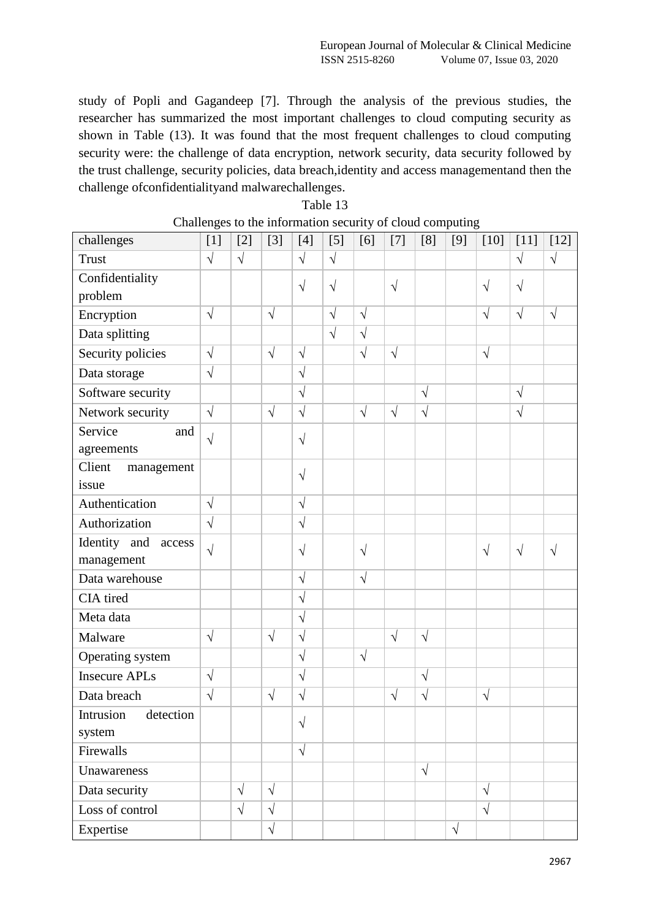study of Popli and Gagandeep [7]. Through the analysis of the previous studies, the researcher has summarized the most important challenges to cloud computing security as shown in Table (13). It was found that the most frequent challenges to cloud computing security were: the challenge of data encryption, network security, data security followed by the trust challenge, security policies, data breach,identity and access managementand then the challenge ofconfidentialityand malwarechallenges.

Table 13

Challenges to the information security of cloud computing

| challenges | [1] | [2] | [3] | [4] | [5] | [6] | [7] | [8] | [9] | [10] | [11] | [12] |
|---|---|---|---|---|---|---|---|---|---|---|---|---|
| Trust | √ | √ | | √ | √ | | | | | | √ | √ |
| Confidentiality problem | | | | √ | √ | | √ | | | √ | √ | |
| Encryption | √ | | √ | | √ | √ | | | | √ | √ | √ |
| Data splitting | | | | | √ | √ | | | | | | |
| Security policies | √ | | √ | √ | | √ | √ | | | √ | | |
| Data storage | √ | | | √ | | | | | | | | |
| Software security | | | | √ | | | | √ | | | √ | |
| Network security | √ | | √ | √ | | √ | √ | √ | | | √ | |
| Service and agreements | √ | | | √ | | | | | | | | |
| Client management issue | | | | √ | | | | | | | | |
| Authentication | √ | | | √ | | | | | | | | |
| Authorization | √ | | | √ | | | | | | | | |
| Identity and access management | √ | | | √ | | √ | | | | √ | √ | √ |
| Data warehouse | | | | √ | | √ | | | | | | |
| CIA tired | | | | √ | | | | | | | | |
| Meta data | | | | √ | | | | | | | | |
| Malware | √ | | √ | √ | | | √ | √ | | | | |
| Operating system | | | | √ | | √ | | | | | | |
| Insecure APLs | √ | | | √ | | | | √ | | | | |
| Data breach | √ | | √ | √ | | | √ | √ | | √ | | |
| Intrusion detection system | | | | √ | | | | | | | | |
| Firewalls | | | | √ | | | | | | | | |
| Unawareness | | | | | | | | √ | | | | |
| Data security | | √ | √ | | | | | | | √ | | |
| Loss of control | | √ | √ | | | | | | | √ | | |
| Expertise | | | √ | | | | | | √ | | | |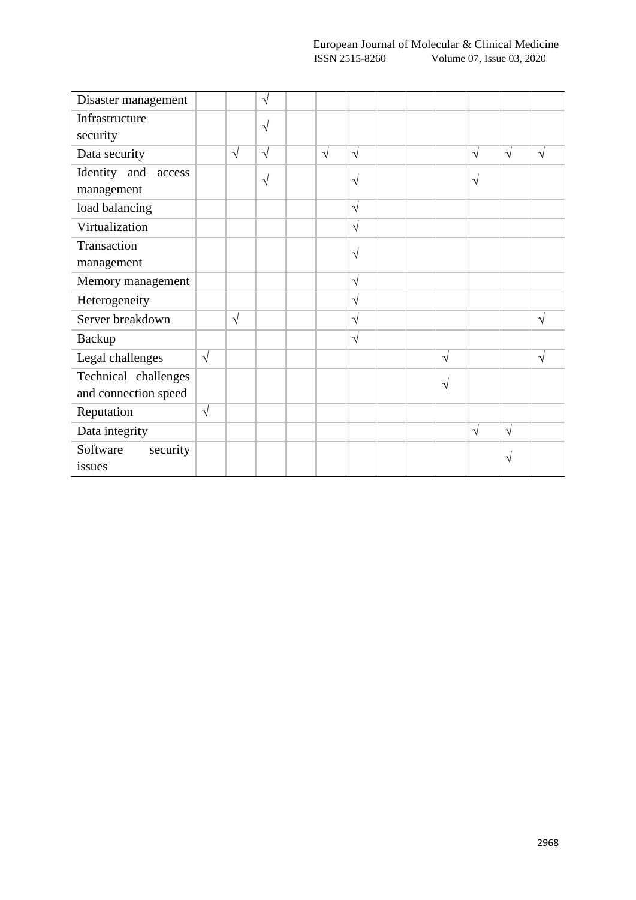| | | | | | | | | | | | | |
|---|---|---|---|---|---|---|---|---|---|---|---|---|
| Disaster management | | | √ | | | | | | | | | |
| Infrastructure security | | | √ | | | | | | | | | |
| Data security | | √ | √ | | √ | √ | | | | √ | √ | √ |
| Identity and access management | | | √ | | | √ | | | | √ | | |
| load balancing | | | | | | √ | | | | | | |
| Virtualization | | | | | | √ | | | | | | |
| Transaction management | | | | | | √ | | | | | | |
| Memory management | | | | | | √ | | | | | | |
| Heterogeneity | | | | | | √ | | | | | | |
| Server breakdown | | √ | | | | √ | | | | | | √ |
| Backup | | | | | | √ | | | | | | |
| Legal challenges | √ | | | | | | | | √ | | | √ |
| Technical challenges and connection speed | | | | | | | | | √ | | | |
| Reputation | √ | | | | | | | | | | | |
| Data integrity | | | | | | | | | | √ | √ | |
| Software security issues | | | | | | | | | | | √ | |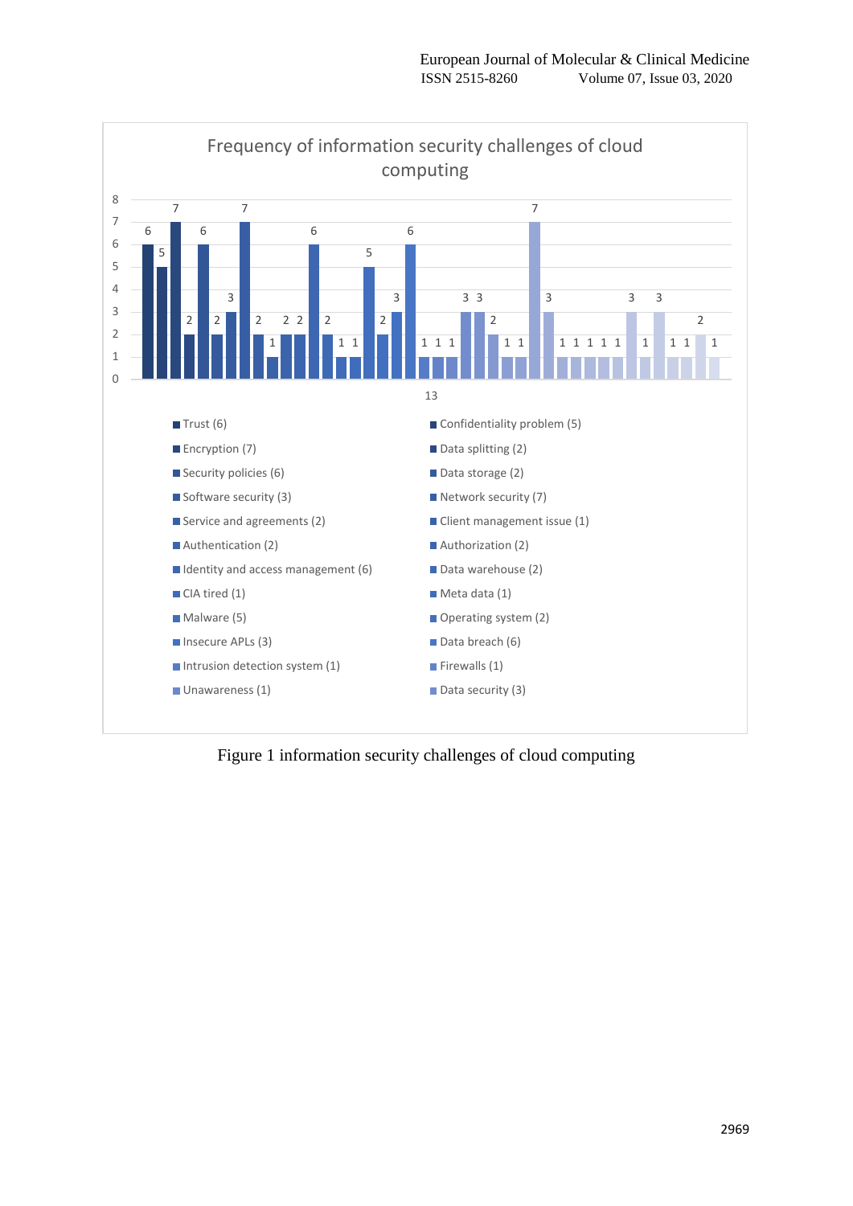Frequency of information security challenges of cloud computing

- Trust (6)
- Confidentiality problem (5)
- Encryption (7)
- Data splitting (2)
- Security policies (6)
- Data storage (2)
- Software security (3)
- Network security (7)
- Service and agreements (2)
- Client management issue (1)
- Authentication (2)
- Authorization (2)
- Identity and access management (6)
- Data warehouse (2)
- CIA tired (1)
- Meta data (1)
- Malware (5)
- Operating system (2)
- Insecure APLs (3)
- Data breach (6)
- Intrusion detection system (1)
- Firewalls (1)
- Unawareness (1)
- Data security (3)

Figure 1 information security challenges of cloud computing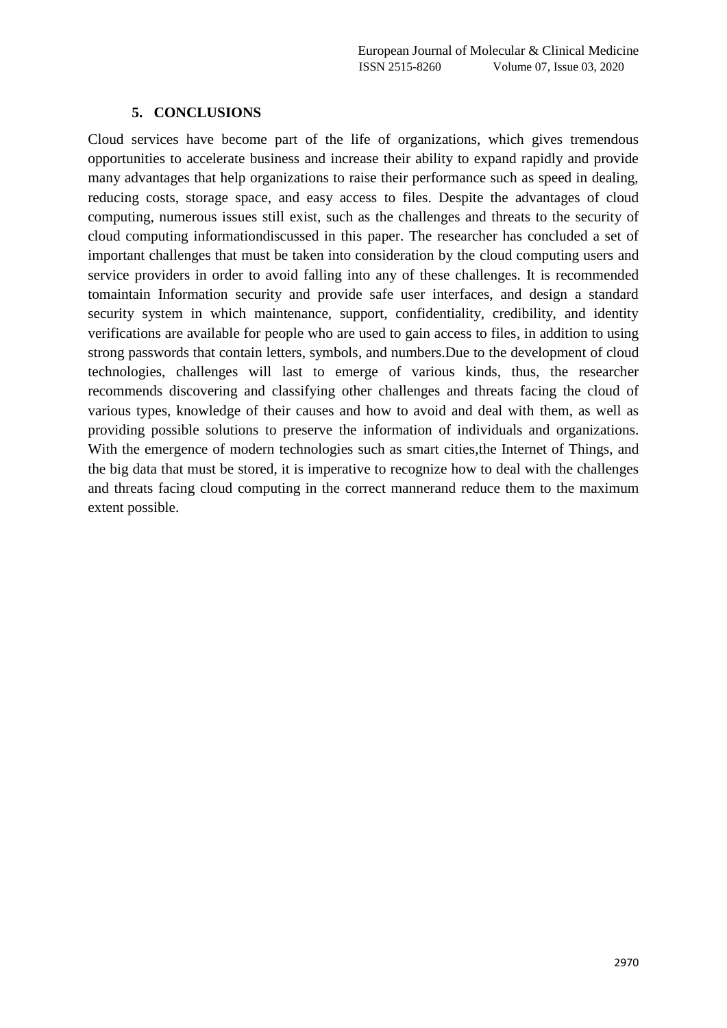## 5. CONCLUSIONS

Cloud services have become part of the life of organizations, which gives tremendous opportunities to accelerate business and increase their ability to expand rapidly and provide many advantages that help organizations to raise their performance such as speed in dealing, reducing costs, storage space, and easy access to files. Despite the advantages of cloud computing, numerous issues still exist, such as the challenges and threats to the security of cloud computing informationdiscussed in this paper. The researcher has concluded a set of important challenges that must be taken into consideration by the cloud computing users and service providers in order to avoid falling into any of these challenges. It is recommended tomaintain Information security and provide safe user interfaces, and design a standard security system in which maintenance, support, confidentiality, credibility, and identity verifications are available for people who are used to gain access to files, in addition to using strong passwords that contain letters, symbols, and numbers.Due to the development of cloud technologies, challenges will last to emerge of various kinds, thus, the researcher recommends discovering and classifying other challenges and threats facing the cloud of various types, knowledge of their causes and how to avoid and deal with them, as well as providing possible solutions to preserve the information of individuals and organizations. With the emergence of modern technologies such as smart cities,the Internet of Things, and the big data that must be stored, it is imperative to recognize how to deal with the challenges and threats facing cloud computing in the correct mannerand reduce them to the maximum extent possible.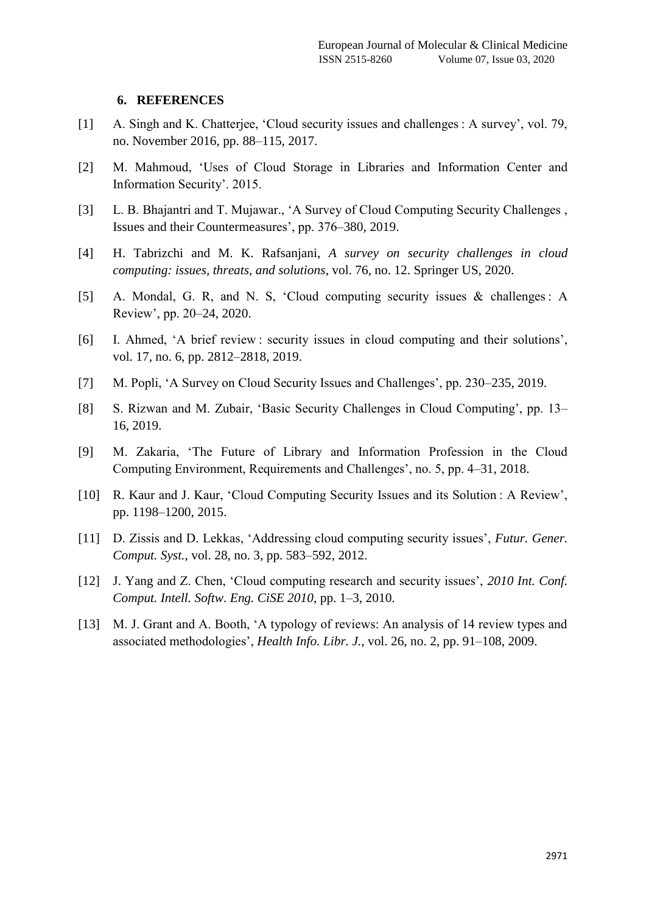## 6. REFERENCES

[1] A. Singh and K. Chatterjee, 'Cloud security issues and challenges : A survey', vol. 79, no. November 2016, pp. 88–115, 2017.

[2] M. Mahmoud, 'Uses of Cloud Storage in Libraries and Information Center and Information Security'. 2015.

[3] L. B. Bhajantri and T. Mujawar., 'A Survey of Cloud Computing Security Challenges , Issues and their Countermeasures', pp. 376–380, 2019.

[4] H. Tabrizchi and M. K. Rafsanjani, *A survey on security challenges in cloud computing: issues, threats, and solutions*, vol. 76, no. 12. Springer US, 2020.

[5] A. Mondal, G. R, and N. S, 'Cloud computing security issues & challenges : A Review', pp. 20–24, 2020.

[6] I. Ahmed, 'A brief review : security issues in cloud computing and their solutions', vol. 17, no. 6, pp. 2812–2818, 2019.

[7] M. Popli, 'A Survey on Cloud Security Issues and Challenges', pp. 230–235, 2019.

[8] S. Rizwan and M. Zubair, 'Basic Security Challenges in Cloud Computing', pp. 13–16, 2019.

[9] M. Zakaria, 'The Future of Library and Information Profession in the Cloud Computing Environment, Requirements and Challenges', no. 5, pp. 4–31, 2018.

[10] R. Kaur and J. Kaur, 'Cloud Computing Security Issues and its Solution : A Review', pp. 1198–1200, 2015.

[11] D. Zissis and D. Lekkas, 'Addressing cloud computing security issues', *Futur. Gener. Comput. Syst.*, vol. 28, no. 3, pp. 583–592, 2012.

[12] J. Yang and Z. Chen, 'Cloud computing research and security issues', *2010 Int. Conf. Comput. Intell. Softw. Eng. CiSE 2010*, pp. 1–3, 2010.

[13] M. J. Grant and A. Booth, 'A typology of reviews: An analysis of 14 review types and associated methodologies', *Health Info. Libr. J.*, vol. 26, no. 2, pp. 91–108, 2009.